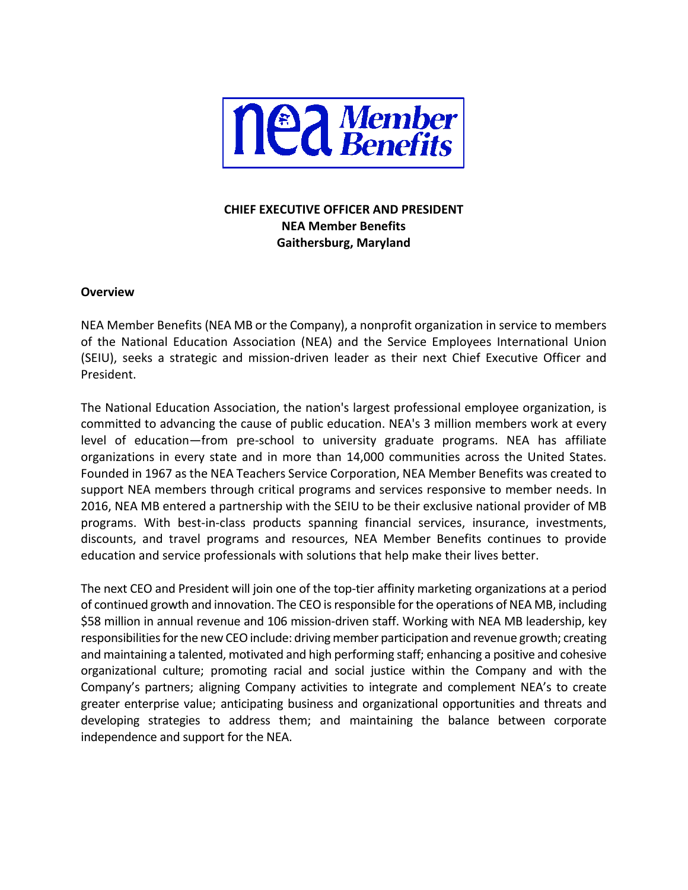**CHIEF EXECUTIVE OFFICER AND PRESIDENT**
**NEA Member Benefits**
**Gaithersburg, Maryland**

## Overview

NEA Member Benefits (NEA MB or the Company), a nonprofit organization in service to members of the National Education Association (NEA) and the Service Employees International Union (SEIU), seeks a strategic and mission-driven leader as their next Chief Executive Officer and President.

The National Education Association, the nation's largest professional employee organization, is committed to advancing the cause of public education. NEA's 3 million members work at every level of education—from pre-school to university graduate programs. NEA has affiliate organizations in every state and in more than 14,000 communities across the United States. Founded in 1967 as the NEA Teachers Service Corporation, NEA Member Benefits was created to support NEA members through critical programs and services responsive to member needs. In 2016, NEA MB entered a partnership with the SEIU to be their exclusive national provider of MB programs. With best-in-class products spanning financial services, insurance, investments, discounts, and travel programs and resources, NEA Member Benefits continues to provide education and service professionals with solutions that help make their lives better.

The next CEO and President will join one of the top-tier affinity marketing organizations at a period of continued growth and innovation. The CEO is responsible for the operations of NEA MB, including $58 million in annual revenue and 106 mission-driven staff. Working with NEA MB leadership, key responsibilities for the new CEO include: driving member participation and revenue growth; creating and maintaining a talented, motivated and high performing staff; enhancing a positive and cohesive organizational culture; promoting racial and social justice within the Company and with the Company's partners; aligning Company activities to integrate and complement NEA's to create greater enterprise value; anticipating business and organizational opportunities and threats and developing strategies to address them; and maintaining the balance between corporate independence and support for the NEA.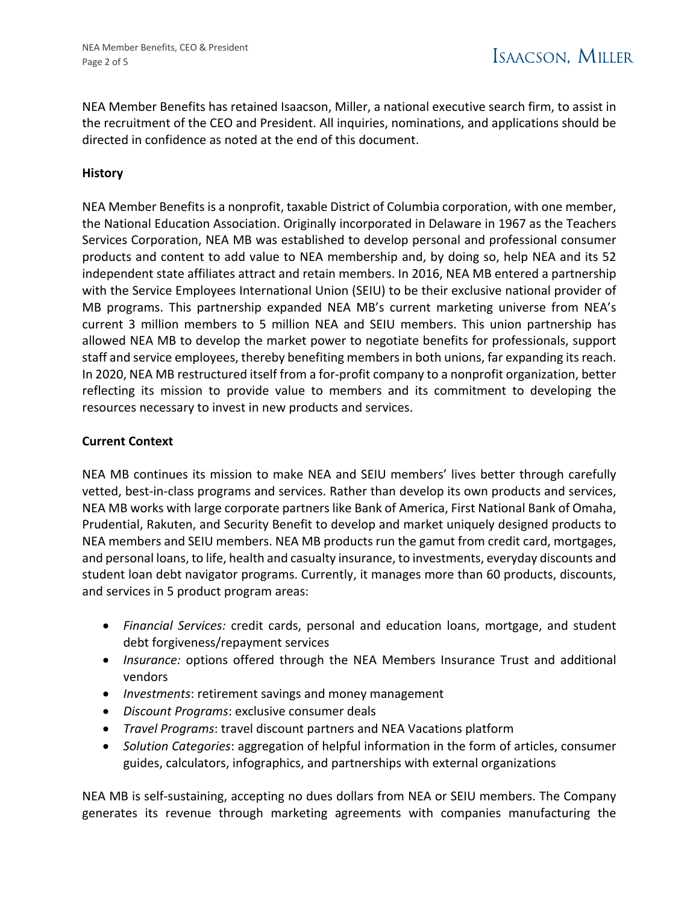NEA Member Benefits has retained Isaacson, Miller, a national executive search firm, to assist in the recruitment of the CEO and President. All inquiries, nominations, and applications should be directed in confidence as noted at the end of this document.

**History**

NEA Member Benefits is a nonprofit, taxable District of Columbia corporation, with one member, the National Education Association. Originally incorporated in Delaware in 1967 as the Teachers Services Corporation, NEA MB was established to develop personal and professional consumer products and content to add value to NEA membership and, by doing so, help NEA and its 52 independent state affiliates attract and retain members. In 2016, NEA MB entered a partnership with the Service Employees International Union (SEIU) to be their exclusive national provider of MB programs. This partnership expanded NEA MB's current marketing universe from NEA's current 3 million members to 5 million NEA and SEIU members. This union partnership has allowed NEA MB to develop the market power to negotiate benefits for professionals, support staff and service employees, thereby benefiting members in both unions, far expanding its reach. In 2020, NEA MB restructured itself from a for-profit company to a nonprofit organization, better reflecting its mission to provide value to members and its commitment to developing the resources necessary to invest in new products and services.

**Current Context**

NEA MB continues its mission to make NEA and SEIU members' lives better through carefully vetted, best-in-class programs and services. Rather than develop its own products and services, NEA MB works with large corporate partners like Bank of America, First National Bank of Omaha, Prudential, Rakuten, and Security Benefit to develop and market uniquely designed products to NEA members and SEIU members. NEA MB products run the gamut from credit card, mortgages, and personal loans, to life, health and casualty insurance, to investments, everyday discounts and student loan debt navigator programs. Currently, it manages more than 60 products, discounts, and services in 5 product program areas:

- *Financial Services:* credit cards, personal and education loans, mortgage, and student debt forgiveness/repayment services
- *Insurance:* options offered through the NEA Members Insurance Trust and additional vendors
- *Investments*: retirement savings and money management
- *Discount Programs*: exclusive consumer deals
- *Travel Programs*: travel discount partners and NEA Vacations platform
- *Solution Categories*: aggregation of helpful information in the form of articles, consumer guides, calculators, infographics, and partnerships with external organizations

NEA MB is self-sustaining, accepting no dues dollars from NEA or SEIU members. The Company generates its revenue through marketing agreements with companies manufacturing the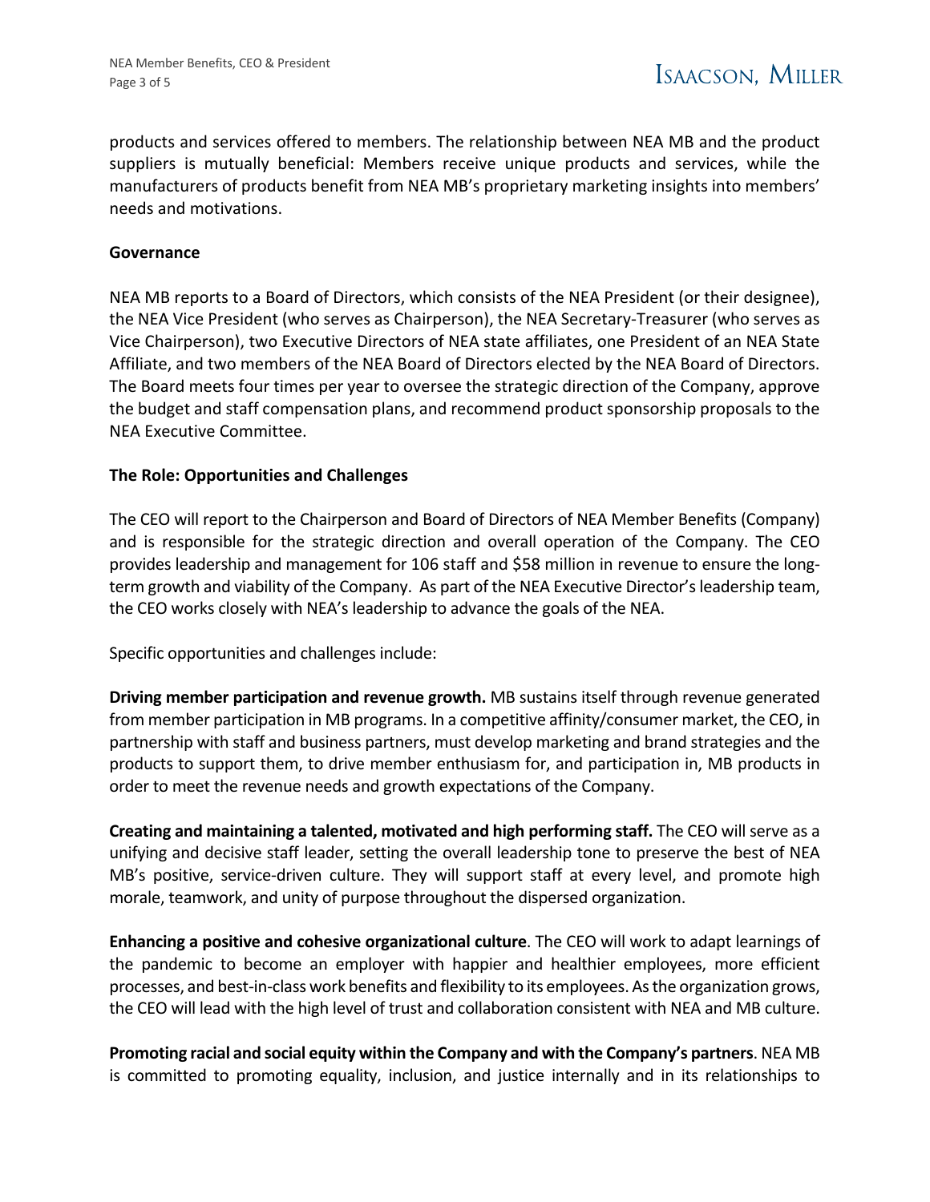products and services offered to members. The relationship between NEA MB and the product suppliers is mutually beneficial: Members receive unique products and services, while the manufacturers of products benefit from NEA MB's proprietary marketing insights into members' needs and motivations.

**Governance**

NEA MB reports to a Board of Directors, which consists of the NEA President (or their designee), the NEA Vice President (who serves as Chairperson), the NEA Secretary-Treasurer (who serves as Vice Chairperson), two Executive Directors of NEA state affiliates, one President of an NEA State Affiliate, and two members of the NEA Board of Directors elected by the NEA Board of Directors. The Board meets four times per year to oversee the strategic direction of the Company, approve the budget and staff compensation plans, and recommend product sponsorship proposals to the NEA Executive Committee.

**The Role: Opportunities and Challenges**

The CEO will report to the Chairperson and Board of Directors of NEA Member Benefits (Company) and is responsible for the strategic direction and overall operation of the Company. The CEO provides leadership and management for 106 staff and $58 million in revenue to ensure the long-term growth and viability of the Company. As part of the NEA Executive Director's leadership team, the CEO works closely with NEA's leadership to advance the goals of the NEA.

Specific opportunities and challenges include:

**Driving member participation and revenue growth.** MB sustains itself through revenue generated from member participation in MB programs. In a competitive affinity/consumer market, the CEO, in partnership with staff and business partners, must develop marketing and brand strategies and the products to support them, to drive member enthusiasm for, and participation in, MB products in order to meet the revenue needs and growth expectations of the Company.

**Creating and maintaining a talented, motivated and high performing staff.** The CEO will serve as a unifying and decisive staff leader, setting the overall leadership tone to preserve the best of NEA MB's positive, service-driven culture. They will support staff at every level, and promote high morale, teamwork, and unity of purpose throughout the dispersed organization.

**Enhancing a positive and cohesive organizational culture**. The CEO will work to adapt learnings of the pandemic to become an employer with happier and healthier employees, more efficient processes, and best-in-class work benefits and flexibility to its employees. As the organization grows, the CEO will lead with the high level of trust and collaboration consistent with NEA and MB culture.

**Promoting racial and social equity within the Company and with the Company's partners**. NEA MB is committed to promoting equality, inclusion, and justice internally and in its relationships to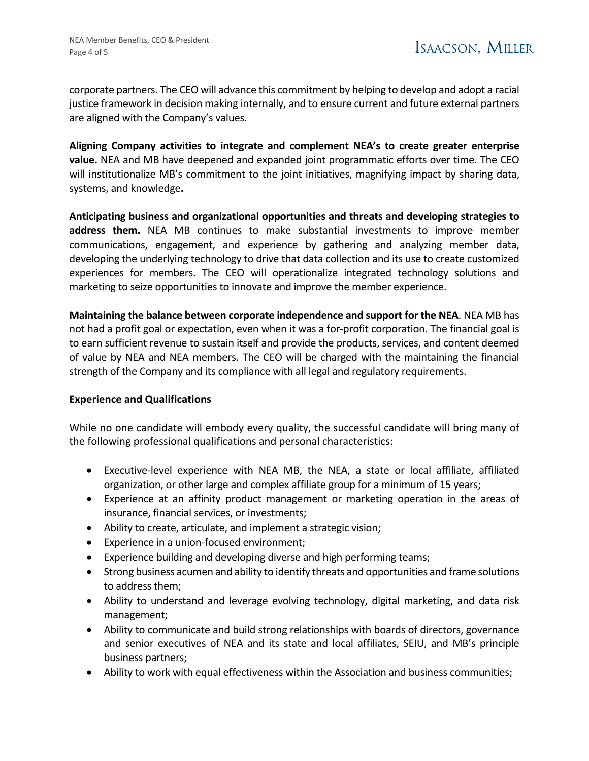corporate partners. The CEO will advance this commitment by helping to develop and adopt a racial justice framework in decision making internally, and to ensure current and future external partners are aligned with the Company's values.

**Aligning Company activities to integrate and complement NEA's to create greater enterprise value.** NEA and MB have deepened and expanded joint programmatic efforts over time. The CEO will institutionalize MB's commitment to the joint initiatives, magnifying impact by sharing data, systems, and knowledge**.**

**Anticipating business and organizational opportunities and threats and developing strategies to address them.** NEA MB continues to make substantial investments to improve member communications, engagement, and experience by gathering and analyzing member data, developing the underlying technology to drive that data collection and its use to create customized experiences for members. The CEO will operationalize integrated technology solutions and marketing to seize opportunities to innovate and improve the member experience.

**Maintaining the balance between corporate independence and support for the NEA**. NEA MB has not had a profit goal or expectation, even when it was a for-profit corporation. The financial goal is to earn sufficient revenue to sustain itself and provide the products, services, and content deemed of value by NEA and NEA members. The CEO will be charged with the maintaining the financial strength of the Company and its compliance with all legal and regulatory requirements.

**Experience and Qualifications**

While no one candidate will embody every quality, the successful candidate will bring many of the following professional qualifications and personal characteristics:

- Executive-level experience with NEA MB, the NEA, a state or local affiliate, affiliated organization, or other large and complex affiliate group for a minimum of 15 years;
- Experience at an affinity product management or marketing operation in the areas of insurance, financial services, or investments;
- Ability to create, articulate, and implement a strategic vision;
- Experience in a union-focused environment;
- Experience building and developing diverse and high performing teams;
- Strong business acumen and ability to identify threats and opportunities and frame solutions to address them;
- Ability to understand and leverage evolving technology, digital marketing, and data risk management;
- Ability to communicate and build strong relationships with boards of directors, governance and senior executives of NEA and its state and local affiliates, SEIU, and MB's principle business partners;
- Ability to work with equal effectiveness within the Association and business communities;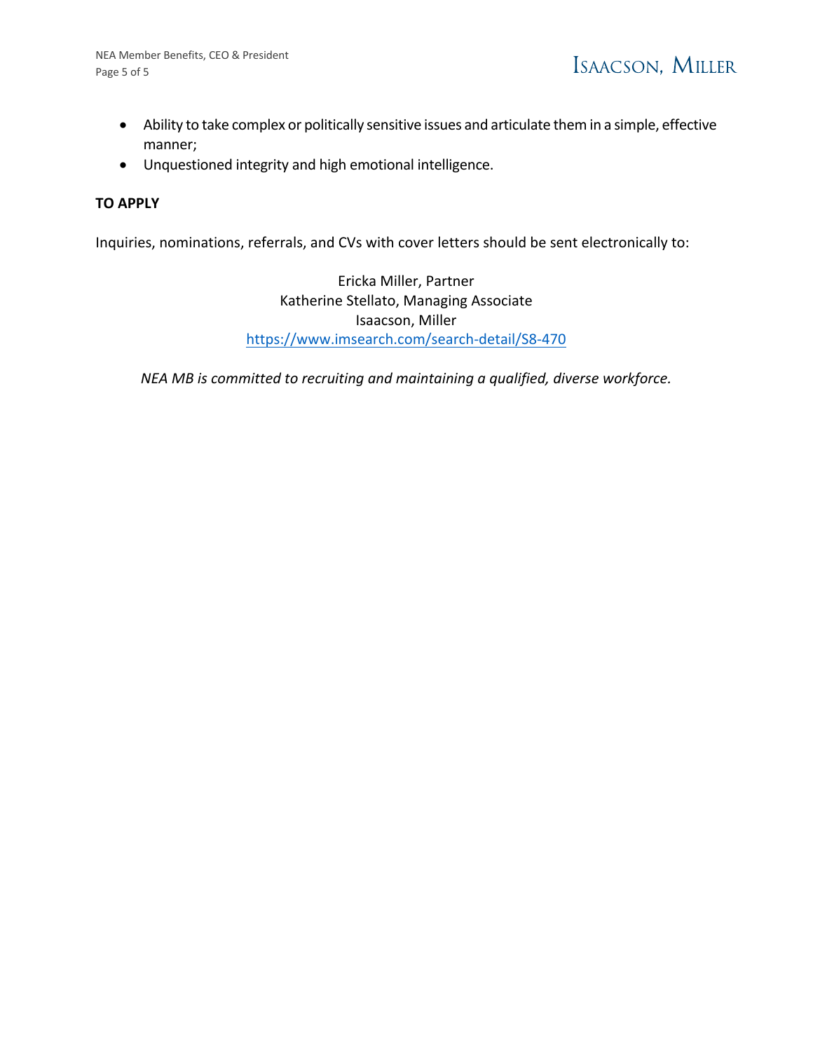- Ability to take complex or politically sensitive issues and articulate them in a simple, effective manner;
- Unquestioned integrity and high emotional intelligence.

**TO APPLY**

Inquiries, nominations, referrals, and CVs with cover letters should be sent electronically to:

Ericka Miller, Partner
Katherine Stellato, Managing Associate
Isaacson, Miller
https://www.imsearch.com/search-detail/S8-470

*NEA MB is committed to recruiting and maintaining a qualified, diverse workforce.*